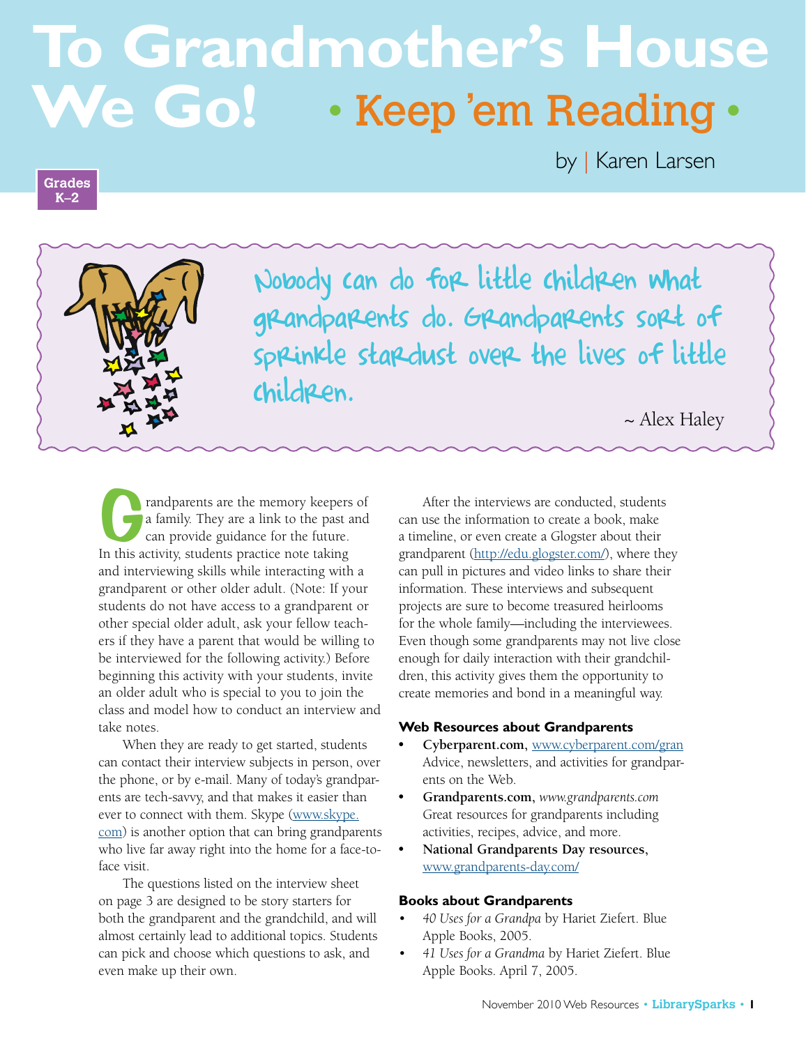# To Grandmother's House We Go! • Keep 'em Reading •

by | Karen Larsen

Grades K–2

> Nobody can do for little children what grandparents do. Grandparents sort of sprinkle stardust over the lives of little children.
>
> ~ Alex Haley

Grandparents are the memory keepers of a family. They are a link to the past and can provide guidance for the future. In this activity, students practice note taking and interviewing skills while interacting with a grandparent or other older adult. (Note: If your students do not have access to a grandparent or other special older adult, ask your fellow teachers if they have a parent that would be willing to be interviewed for the following activity.) Before beginning this activity with your students, invite an older adult who is special to you to join the class and model how to conduct an interview and take notes.

When they are ready to get started, students can contact their interview subjects in person, over the phone, or by e-mail. Many of today's grandparents are tech-savvy, and that makes it easier than ever to connect with them. Skype (www.skype.com) is another option that can bring grandparents who live far away right into the home for a face-to-face visit.

The questions listed on the interview sheet on page 3 are designed to be story starters for both the grandparent and the grandchild, and will almost certainly lead to additional topics. Students can pick and choose which questions to ask, and even make up their own.

After the interviews are conducted, students can use the information to create a book, make a timeline, or even create a Glogster about their grandparent (http://edu.glogster.com/), where they can pull in pictures and video links to share their information. These interviews and subsequent projects are sure to become treasured heirlooms for the whole family—including the interviewees. Even though some grandparents may not live close enough for daily interaction with their grandchildren, this activity gives them the opportunity to create memories and bond in a meaningful way.

### Web Resources about Grandparents

- **Cyberparent.com,** www.cyberparent.com/gran Advice, newsletters, and activities for grandparents on the Web.
- **Grandparents.com,** *www.grandparents.com* Great resources for grandparents including activities, recipes, advice, and more.
- **National Grandparents Day resources,** www.grandparents-day.com/

### Books about Grandparents

- *40 Uses for a Grandpa* by Hariet Ziefert. Blue Apple Books, 2005.
- *41 Uses for a Grandma* by Hariet Ziefert. Blue Apple Books. April 7, 2005.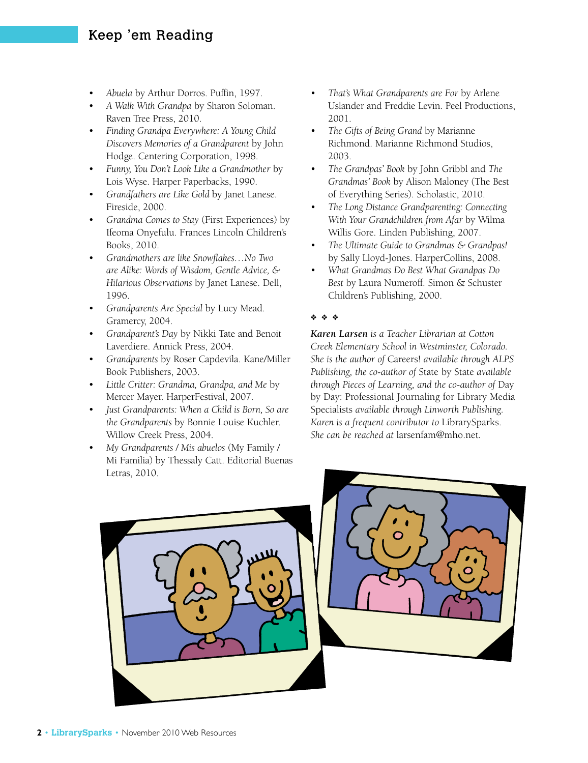- *Abuela* by Arthur Dorros. Puffin, 1997.
- *A Walk With Grandpa* by Sharon Soloman. Raven Tree Press, 2010.
- *Finding Grandpa Everywhere: A Young Child Discovers Memories of a Grandparent* by John Hodge. Centering Corporation, 1998.
- *Funny, You Don't Look Like a Grandmother* by Lois Wyse. Harper Paperbacks, 1990.
- *Grandfathers are Like Gold* by Janet Lanese. Fireside, 2000.
- *Grandma Comes to Stay* (First Experiences) by Ifeoma Onyefulu. Frances Lincoln Children's Books, 2010.
- *Grandmothers are like Snowflakes…No Two are Alike: Words of Wisdom, Gentle Advice, & Hilarious Observations* by Janet Lanese. Dell, 1996.
- *Grandparents Are Special* by Lucy Mead. Gramercy, 2004.
- *Grandparent's Day* by Nikki Tate and Benoit Laverdiere. Annick Press, 2004.
- *Grandparents* by Roser Capdevila. Kane/Miller Book Publishers, 2003.
- *Little Critter: Grandma, Grandpa, and Me* by Mercer Mayer. HarperFestival, 2007.
- *Just Grandparents: When a Child is Born, So are the Grandparents* by Bonnie Louise Kuchler. Willow Creek Press, 2004.
- *My Grandparents / Mis abuelos* (My Family / Mi Familia) by Thessaly Catt. Editorial Buenas Letras, 2010.
- *That's What Grandparents are For* by Arlene Uslander and Freddie Levin. Peel Productions, 2001.
- *The Gifts of Being Grand* by Marianne Richmond. Marianne Richmond Studios, 2003.
- *The Grandpas' Book* by John Gribbl and *The Grandmas' Book* by Alison Maloney (The Best of Everything Series). Scholastic, 2010.
- *The Long Distance Grandparenting: Connecting With Your Grandchildren from Afar* by Wilma Willis Gore. Linden Publishing, 2007.
- *The Ultimate Guide to Grandmas & Grandpas!* by Sally Lloyd-Jones. HarperCollins, 2008.
- *What Grandmas Do Best What Grandpas Do Best* by Laura Numeroff. Simon & Schuster Children's Publishing, 2000.

❖ ❖ ❖

***Karen Larsen** is a Teacher Librarian at Cotton Creek Elementary School in Westminster, Colorado. She is the author of* Careers! *available through ALPS Publishing, the co-author of* State by State *available through Pieces of Learning, and the co-author of* Day by Day: Professional Journaling for Library Media Specialists *available through Linworth Publishing. Karen is a frequent contributor to* LibrarySparks. *She can be reached at* larsenfam@mho.net.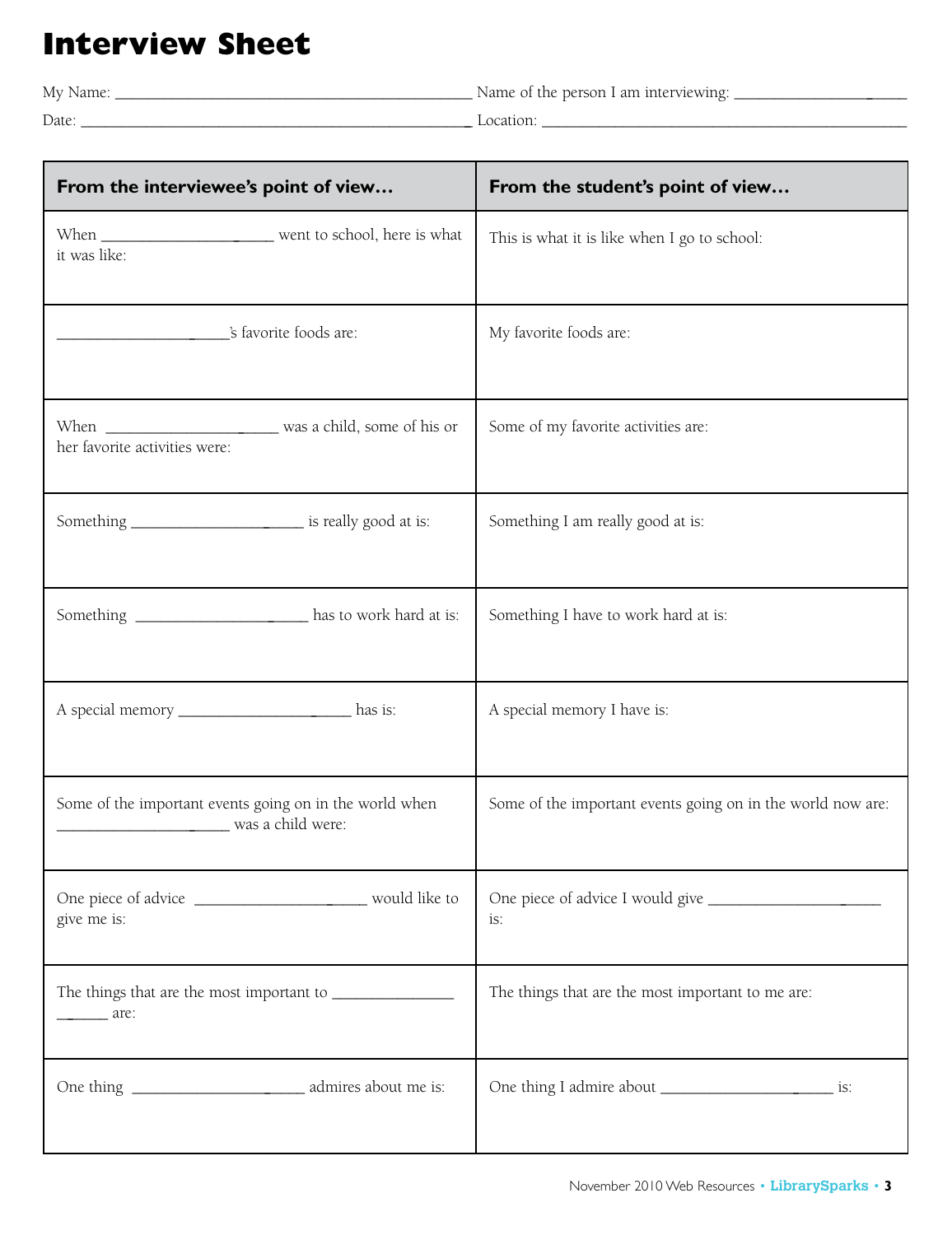# Interview Sheet

My Name: ____________________________________________ Name of the person I am interviewing: _____________________

Date: ____________________________________________ Location: ____________________________________________

| From the interviewee's point of view… | From the student's point of view… |
| --- | --- |
| When _____________________ went to school, here is what it was like: | This is what it is like when I go to school: |
| _____________________'s favorite foods are: | My favorite foods are: |
| When _____________________ was a child, some of his or her favorite activities were: | Some of my favorite activities are: |
| Something _____________________ is really good at is: | Something I am really good at is: |
| Something _____________________ has to work hard at is: | Something I have to work hard at is: |
| A special memory _____________________ has is: | A special memory I have is: |
| Some of the important events going on in the world when _____________________ was a child were: | Some of the important events going on in the world now are: |
| One piece of advice _____________________ would like to give me is: | One piece of advice I would give _____________________ is: |
| The things that are the most important to _____________________ are: | The things that are the most important to me are: |
| One thing _____________________ admires about me is: | One thing I admire about _____________________ is: |